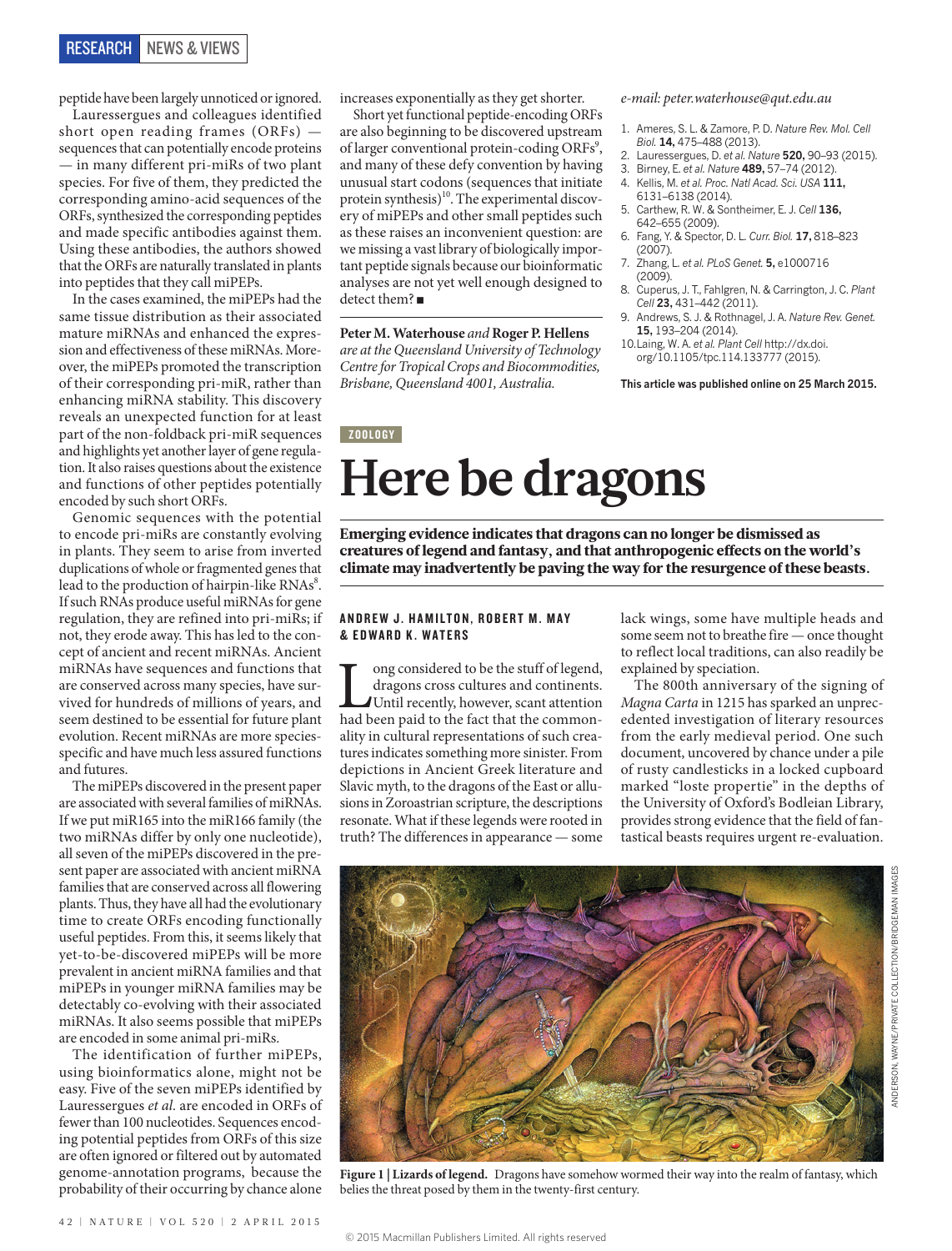peptide have been largely unnoticed or ignored.

Laurességues and colleagues identified short open reading frames (ORFs) — sequences that can potentially encode proteins — in many different pri-miRs of two plant species. For five of them, they predicted the corresponding amino-acid sequences of the ORFs, synthesized the corresponding peptides and made specific antibodies against them. Using these antibodies, the authors showed that the ORFs are naturally translated in plants into peptides that they call miPEPs.

In the cases examined, the miPEPs had the same tissue distribution as their associated mature miRNAs and enhanced the expression and effectiveness of these miRNAs. Moreover, the miPEPs promoted the transcription of their corresponding pri-miR, rather than enhancing miRNA stability. This discovery reveals an unexpected function for at least part of the non-foldback pri-miR sequences and highlights yet another layer of gene regulation. It also raises questions about the existence and functions of other peptides potentially encoded by such short ORFs.

Genomic sequences with the potential to encode pri-miRs are constantly evolving in plants. They seem to arise from inverted duplications of whole or fragmented genes that lead to the production of hairpin-like RNAs[8]. If such RNAs produce useful miRNAs for gene regulation, they are refined into pri-miRs; if not, they erode away. This has led to the concept of ancient and recent miRNAs. Ancient miRNAs have sequences and functions that are conserved across many species, have survived for hundreds of millions of years, and seem destined to be essential for future plant evolution. Recent miRNAs are more species-specific and have much less assured functions and futures.

The miPEPs discovered in the present paper are associated with several families of miRNAs. If we put miR165 into the miR166 family (the two miRNAs differ by only one nucleotide), all seven of the miPEPs discovered in the present paper are associated with ancient miRNA families that are conserved across all flowering plants. Thus, they have all had the evolutionary time to create ORFs encoding functionally useful peptides. From this, it seems likely that yet-to-be-discovered miPEPs will be more prevalent in ancient miRNA families and that miPEPs in younger miRNA families may be detectably co-evolving with their associated miRNAs. It also seems possible that miPEPs are encoded in some animal pri-miRs.

The identification of further miPEPs, using bioinformatics alone, might not be easy. Five of the seven miPEPs identified by Laurességues *et al.* are encoded in ORFs of fewer than 100 nucleotides. Sequences encoding potential peptides from ORFs of this size are often ignored or filtered out by automated genome-annotation programs, because the probability of their occurring by chance alone increases exponentially as they get shorter.

Short yet functional peptide-encoding ORFs are also beginning to be discovered upstream of larger conventional protein-coding ORFs[9], and many of these defy convention by having unusual start codons (sequences that initiate protein synthesis)[10]. The experimental discovery of miPEPs and other small peptides such as these raises an inconvenient question: are we missing a vast library of biologically important peptide signals because our bioinformatic analyses are not yet well enough designed to detect them? ■

**Peter M. Waterhouse** *and* **Roger P. Hellens** *are at the Queensland University of Technology Centre for Tropical Crops and Biocommodities, Brisbane, Queensland 4001, Australia.*

*e-mail: peter.waterhouse@qut.edu.au*

1. Ameres, S. L. & Zamore, P. D. *Nature Rev. Mol. Cell Biol.* **14,** 475–488 (2013).
2. Laurességues, D. *et al. Nature* **520,** 90–93 (2015).
3. Birney, E. *et al. Nature* **489,** 57–74 (2012).
4. Kellis, M. *et al. Proc. Natl Acad. Sci. USA* **111,** 6131–6138 (2014).
5. Carthew, R. W. & Sontheimer, E. J. *Cell* **136,** 642–655 (2009).
6. Fang, Y. & Spector, D. L. *Curr. Biol.* **17,** 818–823 (2007).
7. Zhang, L. *et al. PLoS Genet.* **5,** e1000716 (2009).
8. Cuperus, J. T., Fahlgren, N. & Carrington, J. C. *Plant Cell* **23,** 431–442 (2011).
9. Andrews, S. J. & Rothnagel, J. A. *Nature Rev. Genet.* **15,** 193–204 (2014).
10. Laing, W. A. *et al. Plant Cell* http://dx.doi.org/10.1105/tpc.114.133777 (2015).

**This article was published online on 25 March 2015.**

ZOOLOGY

# Here be dragons

**Emerging evidence indicates that dragons can no longer be dismissed as creatures of legend and fantasy, and that anthropogenic effects on the world's climate may inadvertently be paving the way for the resurgence of these beasts.**

**ANDREW J. HAMILTON, ROBERT M. MAY & EDWARD K. WATERS**

Long considered to be the stuff of legend, dragons cross cultures and continents. Until recently, however, scant attention had been paid to the fact that the commonality in cultural representations of such creatures indicates something more sinister. From depictions in Ancient Greek literature and Slavic myth, to the dragons of the East or allusions in Zoroastrian scripture, the descriptions resonate. What if these legends were rooted in truth? The differences in appearance — some lack wings, some have multiple heads and some seem not to breathe fire — once thought to reflect local traditions, can also readily be explained by speciation.

The 800th anniversary of the signing of *Magna Carta* in 1215 has sparked an unprecedented investigation of literary resources from the early medieval period. One such document, uncovered by chance under a pile of rusty candlesticks in a locked cupboard marked "loste propertie" in the depths of the University of Oxford's Bodleian Library, provides strong evidence that the field of fantastical beasts requires urgent re-evaluation.

ANDERSON, WAYNE/PRIVATE COLLECTION/BRIDGEMAN IMAGES

**Figure 1 | Lizards of legend.** Dragons have somehow wormed their way into the realm of fantasy, which belies the threat posed by them in the twenty-first century.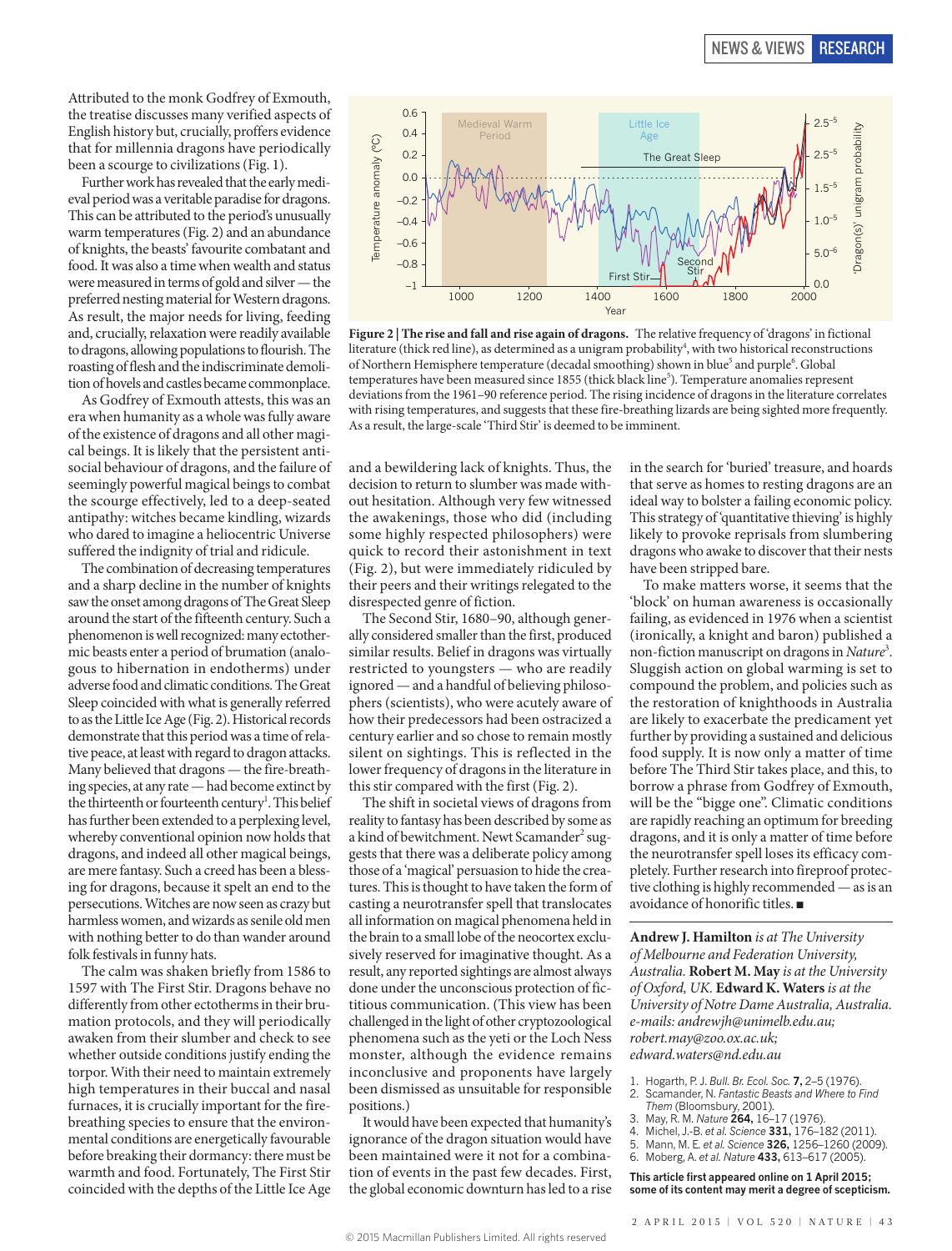Attributed to the monk Godfrey of Exmouth, the treatise discusses many verified aspects of English history but, crucially, proffers evidence that for millennia dragons have periodically been a scourge to civilizations (Fig. 1).

Further work has revealed that the early medieval period was a veritable paradise for dragons. This can be attributed to the period's unusually warm temperatures (Fig. 2) and an abundance of knights, the beasts' favourite combatant and food. It was also a time when wealth and status were measured in terms of gold and silver — the preferred nesting material for Western dragons. As result, the major needs for living, feeding and, crucially, relaxation were readily available to dragons, allowing populations to flourish. The roasting of flesh and the indiscriminate demolition of hovels and castles became commonplace.

As Godfrey of Exmouth attests, this was an era when humanity as a whole was fully aware of the existence of dragons and all other magical beings. It is likely that the persistent antisocial behaviour of dragons, and the failure of seemingly powerful magical beings to combat the scourge effectively, led to a deep-seated antipathy: witches became kindling, wizards who dared to imagine a heliocentric Universe suffered the indignity of trial and ridicule.

The combination of decreasing temperatures and a sharp decline in the number of knights saw the onset among dragons of The Great Sleep around the start of the fifteenth century. Such a phenomenon is well recognized: many ectothermic beasts enter a period of brumation (analogous to hibernation in endotherms) under adverse food and climatic conditions. The Great Sleep coincided with what is generally referred to as the Little Ice Age (Fig. 2). Historical records demonstrate that this period was a time of relative peace, at least with regard to dragon attacks. Many believed that dragons — the fire-breathing species, at any rate — had become extinct by the thirteenth or fourteenth century[1]. This belief has further been extended to a perplexing level, whereby conventional opinion now holds that dragons, and indeed all other magical beings, are mere fantasy. Such a creed has been a blessing for dragons, because it spelt an end to the persecutions. Witches are now seen as crazy but harmless women, and wizards as senile old men with nothing better to do than wander around folk festivals in funny hats.

The calm was shaken briefly from 1586 to 1597 with The First Stir. Dragons behave no differently from other ectotherms in their brumation protocols, and they will periodically awaken from their slumber and check to see whether outside conditions justify ending the torpor. With their need to maintain extremely high temperatures in their buccal and nasal furnaces, it is crucially important for the fire-breathing species to ensure that the environmental conditions are energetically favourable before breaking their dormancy: there must be warmth and food. Fortunately, The First Stir coincided with the depths of the Little Ice Age and a bewildering lack of knights. Thus, the decision to return to slumber was made without hesitation. Although very few witnessed the awakenings, those who did (including some highly respected philosophers) were quick to record their astonishment in text (Fig. 2), but were immediately ridiculed by their peers and their writings relegated to the disrespected genre of fiction.

0.6
0.4
0.2
0.0
−0.2
−0.4
−0.6
−0.8
−1
Temperature anomaly (°C)
Medieval Warm Period
Little Ice Age
The Great Sleep
First Stir
Second Stir
1000
1200
1400
1600
1800
2000
Year
2.5[−5]
2.5[−5]
1.5[−5]
1.0[−5]
5.0[−6]
0.0
'Dragon(s)' unigram probability

**Figure 2 | The rise and fall and rise again of dragons.** The relative frequency of 'dragons' in fictional literature (thick red line), as determined as a unigram probability[4], with two historical reconstructions of Northern Hemisphere temperature (decadal smoothing) shown in blue[5] and purple[6]. Global temperatures have been measured since 1855 (thick black line[5]). Temperature anomalies represent deviations from the 1961–90 reference period. The rising incidence of dragons in the literature correlates with rising temperatures, and suggests that these fire-breathing lizards are being sighted more frequently. As a result, the large-scale 'Third Stir' is deemed to be imminent.

The Second Stir, 1680–90, although generally considered smaller than the first, produced similar results. Belief in dragons was virtually restricted to youngsters — who are readily ignored — and a handful of believing philosophers (scientists), who were acutely aware of how their predecessors had been ostracized a century earlier and so chose to remain mostly silent on sightings. This is reflected in the lower frequency of dragons in the literature in this stir compared with the first (Fig. 2).

The shift in societal views of dragons from reality to fantasy has been described by some as a kind of bewitchment. Newt Scamander[2] suggests that there was a deliberate policy among those of a 'magical' persuasion to hide the creatures. This is thought to have taken the form of casting a neurotransfer spell that translocates all information on magical phenomena held in the brain to a small lobe of the neocortex exclusively reserved for imaginative thought. As a result, any reported sightings are almost always done under the unconscious protection of fictitious communication. (This view has been challenged in the light of other cryptozoological phenomena such as the yeti or the Loch Ness monster, although the evidence remains inconclusive and proponents have largely been dismissed as unsuitable for responsible positions.)

It would have been expected that humanity's ignorance of the dragon situation would have been maintained were it not for a combination of events in the past few decades. First, the global economic downturn has led to a rise in the search for 'buried' treasure, and hoards that serve as homes to resting dragons are an ideal way to bolster a failing economic policy. This strategy of 'quantitative thieving' is highly likely to provoke reprisals from slumbering dragons who awake to discover that their nests have been stripped bare.

To make matters worse, it seems that the 'block' on human awareness is occasionally failing, as evidenced in 1976 when a scientist (ironically, a knight and baron) published a non-fiction manuscript on dragons in *Nature*[3]. Sluggish action on global warming is set to compound the problem, and policies such as the restoration of knighthoods in Australia are likely to exacerbate the predicament yet further by providing a sustained and delicious food supply. It is now only a matter of time before The Third Stir takes place, and this, to borrow a phrase from Godfrey of Exmouth, will be the "bigge one". Climatic conditions are rapidly reaching an optimum for breeding dragons, and it is only a matter of time before the neurotransfer spell loses its efficacy completely. Further research into fireproof protective clothing is highly recommended — as is an avoidance of honorific titles. ■

**Andrew J. Hamilton** *is at The University of Melbourne and Federation University, Australia.* **Robert M. May** *is at the University of Oxford, UK.* **Edward K. Waters** *is at the University of Notre Dame Australia, Australia.*
*e-mails: andrewjh@unimelb.edu.au; robert.may@zoo.ox.ac.uk; edward.waters@nd.edu.au*

1. Hogarth, P. J. *Bull. Br. Ecol. Soc.* **7,** 2–5 (1976).
2. Scamander, N. *Fantastic Beasts and Where to Find Them* (Bloomsbury, 2001).
3. May, R. M. *Nature* **264,** 16–17 (1976).
4. Michel, J.-B. *et al. Science* **331,** 176–182 (2011).
5. Mann, M. E. *et al. Science* **326,** 1256–1260 (2009).
6. Moberg, A. *et al. Nature* **433,** 613–617 (2005).

**This article first appeared online on 1 April 2015; some of its content may merit a degree of scepticism.**